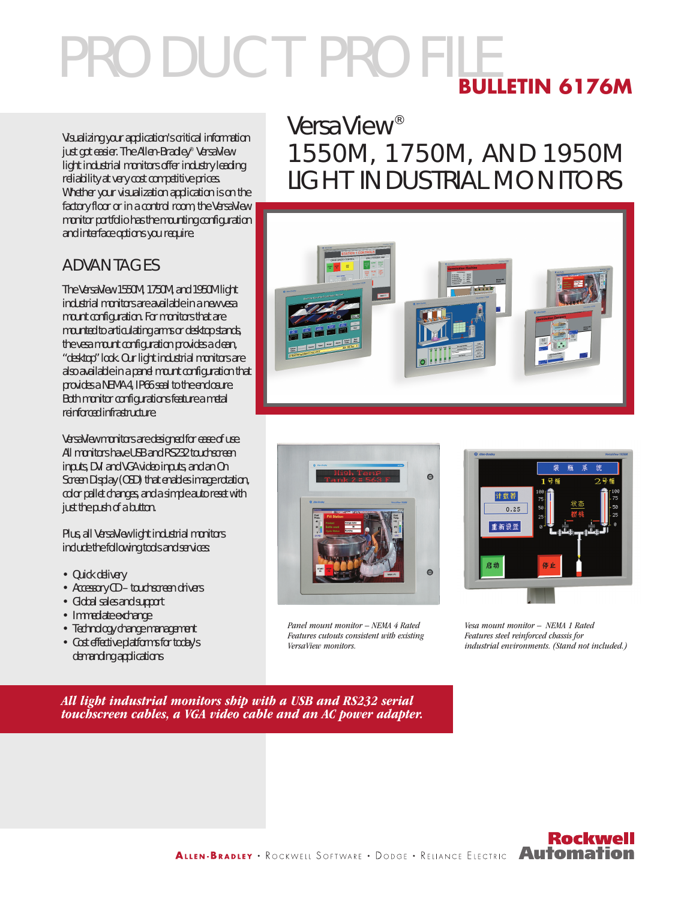# PRODUCT PROFILE

**BULLETIN 6176M**

# VersaView®
# 1550M, 1750M, AND 1950M LIGHT INDUSTRIAL MONITORS

Visualizing your application's critical information just got easier. The Allen-Bradley® VersaView light industrial monitors offer industry leading reliability at very cost competitive prices. Whether your visualization application is on the factory floor or in a control room, the VersaView monitor portfolio has the mounting configuration and interface options you require.

## ADVANTAGES

The VersaView 1550M, 1750M, and 1950M light industrial monitors are available in a new vesa mount configuration. For monitors that are mounted to articulating arms or desktop stands, the vesa mount configuration provides a clean, "desktop" look. Our light industrial monitors are also available in a panel mount configuration that provides a NEMA 4, IP66 seal to the enclosure. Both monitor configurations feature a metal reinforced infrastructure.

VersaView monitors are designed for ease of use. All monitors have USB and RS232 touchscreen inputs, DVI and VGA video inputs, and an On Screen Display (OSD) that enables image rotation, color pallet changes, and a simple auto reset with just the push of a button.

Plus, all VersaView light industrial monitors include the following tools and services:

- Quick delivery
- Accessory CD – touchscreen drivers
- Global sales and support
- Immediate exchange
- Technology change management
- Cost effective platforms for today's demanding applications

*Panel mount monitor – NEMA 4 Rated Features cutouts consistent with existing VersaView monitors.*

*Vesa mount monitor – NEMA 1 Rated Features steel reinforced chassis for industrial environments. (Stand not included.)*

***All light industrial monitors ship with a USB and RS232 serial touchscreen cables, a VGA video cable and an AC power adapter.***

ALLEN-BRADLEY • ROCKWELL SOFTWARE • DODGE • RELIANCE ELECTRIC **Rockwell Automation**